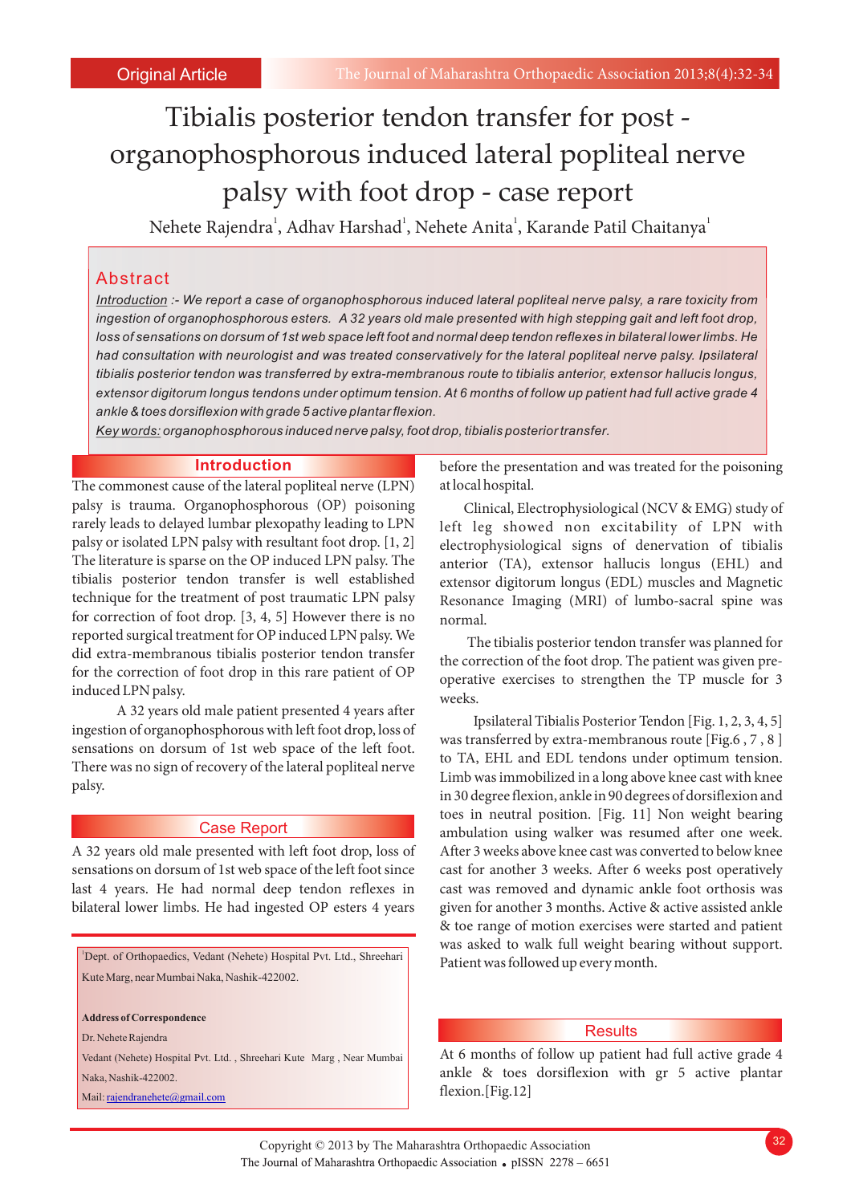Original Article

# Tibialis posterior tendon transfer for post - organophosphorous induced lateral popliteal nerve palsy with foot drop - case report

Nehete Rajendra[1], Adhav Harshad[1], Nehete Anita[1], Karande Patil Chaitanya[1]

## Abstract

*Introduction :- We report a case of organophosphorous induced lateral popliteal nerve palsy, a rare toxicity from ingestion of organophosphorous esters. A 32 years old male presented with high stepping gait and left foot drop, loss of sensations on dorsum of 1st web space left foot and normal deep tendon reflexes in bilateral lower limbs. He had consultation with neurologist and was treated conservatively for the lateral popliteal nerve palsy. Ipsilateral tibialis posterior tendon was transferred by extra-membranous route to tibialis anterior, extensor hallucis longus, extensor digitorum longus tendons under optimum tension. At 6 months of follow up patient had full active grade 4 ankle & toes dorsiflexion with grade 5 active plantar flexion.*

*Key words: organophosphorous induced nerve palsy, foot drop, tibialis posterior transfer.*

## Introduction

The commonest cause of the lateral popliteal nerve (LPN) palsy is trauma. Organophosphorous (OP) poisoning rarely leads to delayed lumbar plexopathy leading to LPN palsy or isolated LPN palsy with resultant foot drop. [1, 2] The literature is sparse on the OP induced LPN palsy. The tibialis posterior tendon transfer is well established technique for the treatment of post traumatic LPN palsy for correction of foot drop. [3, 4, 5] However there is no reported surgical treatment for OP induced LPN palsy. We did extra-membranous tibialis posterior tendon transfer for the correction of foot drop in this rare patient of OP induced LPN palsy.

A 32 years old male patient presented 4 years after ingestion of organophosphorous with left foot drop, loss of sensations on dorsum of 1st web space of the left foot. There was no sign of recovery of the lateral popliteal nerve palsy.

## Case Report

A 32 years old male presented with left foot drop, loss of sensations on dorsum of 1st web space of the left foot since last 4 years. He had normal deep tendon reflexes in bilateral lower limbs. He had ingested OP esters 4 years before the presentation and was treated for the poisoning at local hospital.

Clinical, Electrophysiological (NCV & EMG) study of left leg showed non excitability of LPN with electrophysiological signs of denervation of tibialis anterior (TA), extensor hallucis longus (EHL) and extensor digitorum longus (EDL) muscles and Magnetic Resonance Imaging (MRI) of lumbo-sacral spine was normal.

The tibialis posterior tendon transfer was planned for the correction of the foot drop. The patient was given pre-operative exercises to strengthen the TP muscle for 3 weeks.

Ipsilateral Tibialis Posterior Tendon [Fig. 1, 2, 3, 4, 5] was transferred by extra-membranous route [Fig.6 , 7 , 8 ] to TA, EHL and EDL tendons under optimum tension. Limb was immobilized in a long above knee cast with knee in 30 degree flexion, ankle in 90 degrees of dorsiflexion and toes in neutral position. [Fig. 11] Non weight bearing ambulation using walker was resumed after one week. After 3 weeks above knee cast was converted to below knee cast for another 3 weeks. After 6 weeks post operatively cast was removed and dynamic ankle foot orthosis was given for another 3 months. Active & active assisted ankle & toe range of motion exercises were started and patient was asked to walk full weight bearing without support. Patient was followed up every month.

## Results

At 6 months of follow up patient had full active grade 4 ankle & toes dorsiflexion with gr 5 active plantar flexion.[Fig.12]

---

[1]Dept. of Orthopaedics, Vedant (Nehete) Hospital Pvt. Ltd., Shreehari Kute Marg, near Mumbai Naka, Nashik-422002.

**Address of Correspondence**

Dr. Nehete Rajendra

Vedant (Nehete) Hospital Pvt. Ltd. , Shreehari Kute Marg , Near Mumbai Naka, Nashik-422002.

Mail: rajendranehete@gmail.com

Copyright © 2013 by The Maharashtra Orthopaedic Association

The Journal of Maharashtra Orthopaedic Association • pISSN 2278 – 6651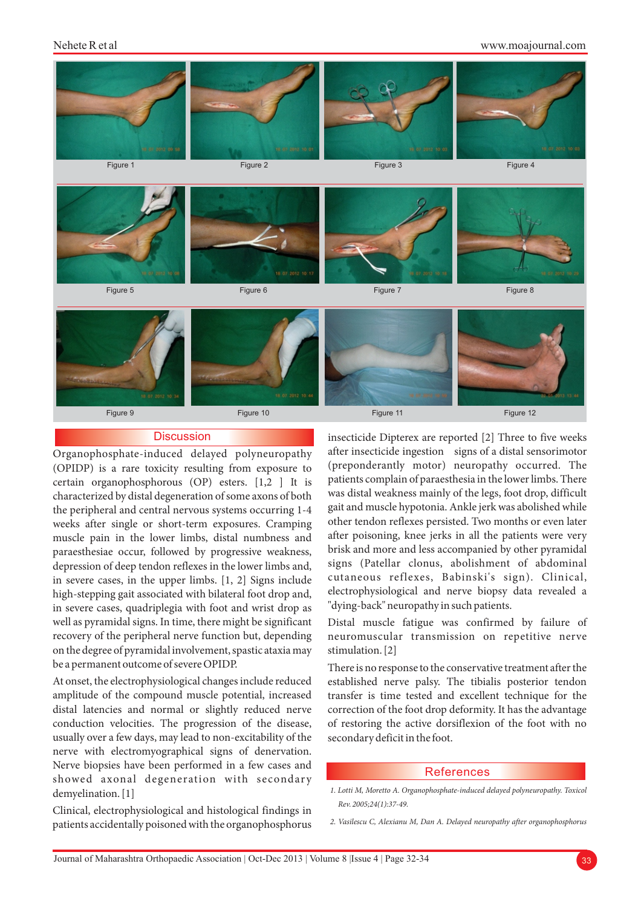Figure 1

Figure 2

Figure 3

Figure 4

Figure 5

Figure 6

Figure 7

Figure 8

Figure 9

Figure 10

Figure 11

Figure 12

## Discussion

Organophosphate-induced delayed polyneuropathy (OPIDP) is a rare toxicity resulting from exposure to certain organophosphorous (OP) esters. [1,2 ] It is characterized by distal degeneration of some axons of both the peripheral and central nervous systems occurring 1-4 weeks after single or short-term exposures. Cramping muscle pain in the lower limbs, distal numbness and paraesthesiae occur, followed by progressive weakness, depression of deep tendon reflexes in the lower limbs and, in severe cases, in the upper limbs. [1, 2] Signs include high-stepping gait associated with bilateral foot drop and, in severe cases, quadriplegia with foot and wrist drop as well as pyramidal signs. In time, there might be significant recovery of the peripheral nerve function but, depending on the degree of pyramidal involvement, spastic ataxia may be a permanent outcome of severe OPIDP.

At onset, the electrophysiological changes include reduced amplitude of the compound muscle potential, increased distal latencies and normal or slightly reduced nerve conduction velocities. The progression of the disease, usually over a few days, may lead to non-excitability of the nerve with electromyographical signs of denervation. Nerve biopsies have been performed in a few cases and showed axonal degeneration with secondary demyelination. [1]

Clinical, electrophysiological and histological findings in patients accidentally poisoned with the organophosphorus insecticide Dipterex are reported [2] Three to five weeks after insecticide ingestion signs of a distal sensorimotor (preponderantly motor) neuropathy occurred. The patients complain of paraesthesia in the lower limbs. There was distal weakness mainly of the legs, foot drop, difficult gait and muscle hypotonia. Ankle jerk was abolished while other tendon reflexes persisted. Two months or even later after poisoning, knee jerks in all the patients were very brisk and more and less accompanied by other pyramidal signs (Patellar clonus, abolishment of abdominal cutaneous reflexes, Babinski's sign). Clinical, electrophysiological and nerve biopsy data revealed a "dying-back" neuropathy in such patients.

Distal muscle fatigue was confirmed by failure of neuromuscular transmission on repetitive nerve stimulation. [2]

There is no response to the conservative treatment after the established nerve palsy. The tibialis posterior tendon transfer is time tested and excellent technique for the correction of the foot drop deformity. It has the advantage of restoring the active dorsiflexion of the foot with no secondary deficit in the foot.

## References

1. *Lotti M, Moretto A. Organophosphate-induced delayed polyneuropathy. Toxicol Rev. 2005;24(1):37-49.*
2. *Vasilescu C, Alexianu M, Dan A. Delayed neuropathy after organophosphorus*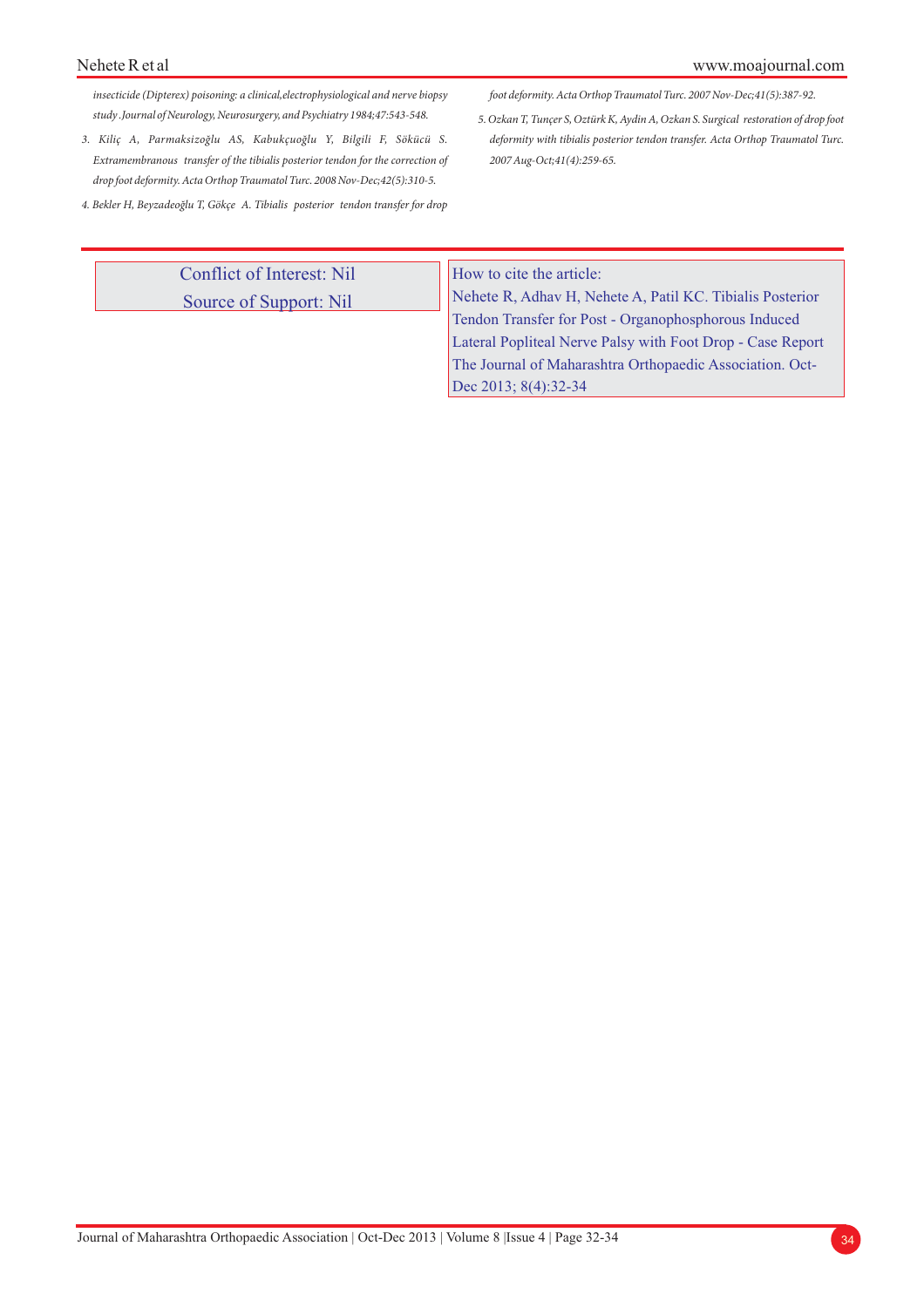*insecticide (Dipterex) poisoning: a clinical,electrophysiological and nerve biopsy study .Journal of Neurology, Neurosurgery, and Psychiatry 1984;47:543-548.*

3. *Kiliç A, Parmaksizoğlu AS, Kabukçuoğlu Y, Bilgili F, Sökücü S. Extramembranous transfer of the tibialis posterior tendon for the correction of drop foot deformity. Acta Orthop Traumatol Turc. 2008 Nov-Dec;42(5):310-5.*
4. *Bekler H, Beyzadeoğlu T, Gökçe A. Tibialis posterior tendon transfer for drop foot deformity. Acta Orthop Traumatol Turc. 2007 Nov-Dec;41(5):387-92.*
5. *Ozkan T, Tunçer S, Oztürk K, Aydin A, Ozkan S. Surgical restoration of drop foot deformity with tibialis posterior tendon transfer. Acta Orthop Traumatol Turc. 2007 Aug-Oct;41(4):259-65.*

Conflict of Interest: Nil
Source of Support: Nil

How to cite the article:
Nehete R, Adhav H, Nehete A, Patil KC. Tibialis Posterior Tendon Transfer for Post - Organophosphorous Induced Lateral Popliteal Nerve Palsy with Foot Drop - Case Report The Journal of Maharashtra Orthopaedic Association. Oct-Dec 2013; 8(4):32-34